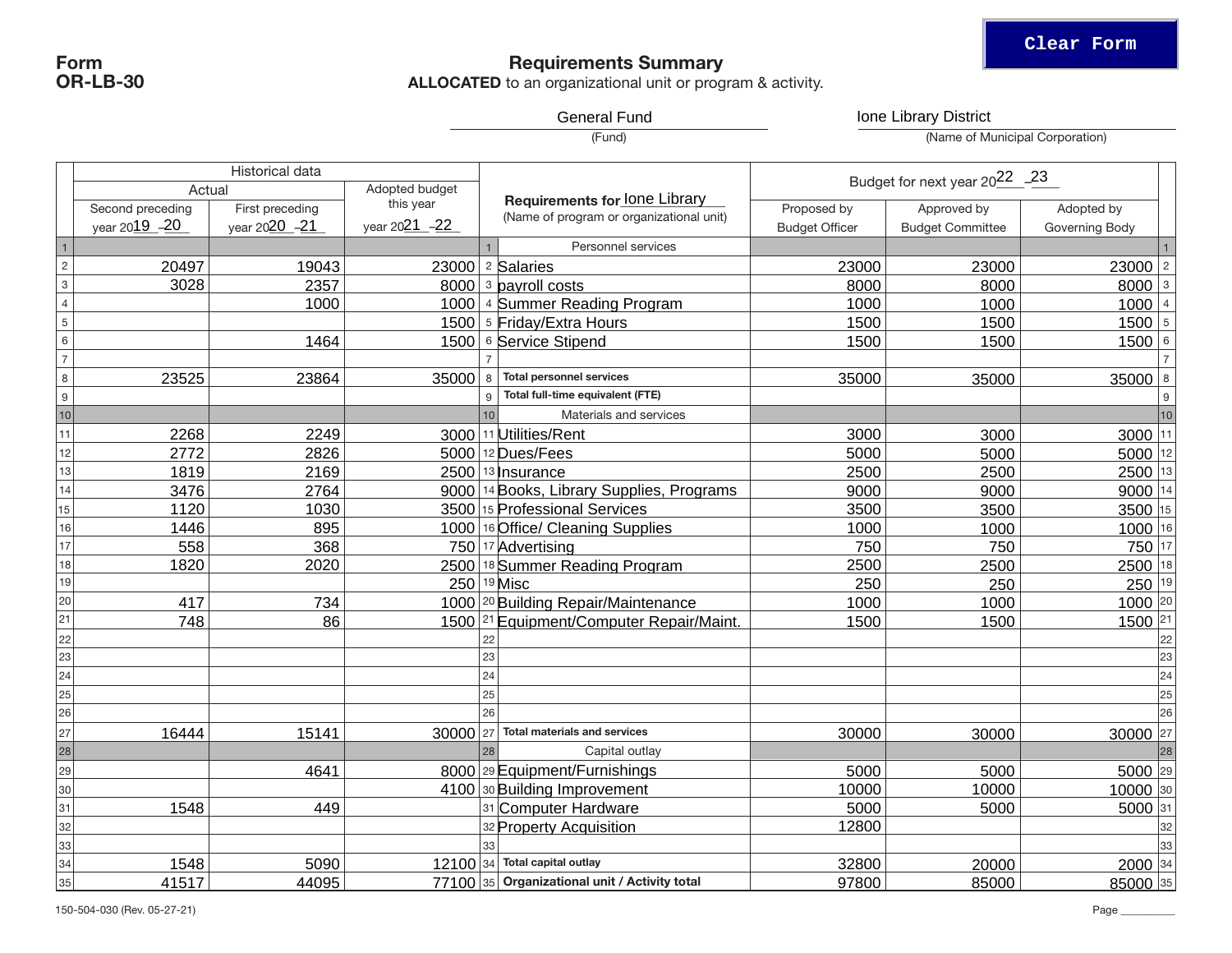**Form OR-LB-30**

# Requirements Summary

**ALLOCATED** to an organizational unit or program & activity.

General Fund
(Fund)

Ione Library District
(Name of Municipal Corporation)

| | Historical data | | | | Requirements for Ione Library (Name of program or organizational unit) | Budget for next year 2022-23 | | | |
|---|---|---|---|---|---|---|---|---|---|
| | Actual | | Adopted budget this year | | | | | | |
| | Second preceding year 2019-20 | First preceding year 2020-21 | year 2021-22 | | | Proposed by Budget Officer | Approved by Budget Committee | Adopted by Governing Body | |
| 1 | | | | 1 | Personnel services | | | | 1 |
| 2 | 20497 | 19043 | 23000 | 2 | Salaries | 23000 | 23000 | 23000 | 2 |
| 3 | 3028 | 2357 | 8000 | 3 | payroll costs | 8000 | 8000 | 8000 | 3 |
| 4 | | 1000 | 1000 | 4 | Summer Reading Program | 1000 | 1000 | 1000 | 4 |
| 5 | | | 1500 | 5 | Friday/Extra Hours | 1500 | 1500 | 1500 | 5 |
| 6 | | 1464 | 1500 | 6 | Service Stipend | 1500 | 1500 | 1500 | 6 |
| 7 | | | | 7 | | | | | 7 |
| 8 | 23525 | 23864 | 35000 | 8 | **Total personnel services** | 35000 | 35000 | 35000 | 8 |
| 9 | | | | 9 | **Total full-time equivalent (FTE)** | | | | 9 |
| 10 | | | | 10 | Materials and services | | | | 10 |
| 11 | 2268 | 2249 | 3000 | 11 | Utilities/Rent | 3000 | 3000 | 3000 | 11 |
| 12 | 2772 | 2826 | 5000 | 12 | Dues/Fees | 5000 | 5000 | 5000 | 12 |
| 13 | 1819 | 2169 | 2500 | 13 | Insurance | 2500 | 2500 | 2500 | 13 |
| 14 | 3476 | 2764 | 9000 | 14 | Books, Library Supplies, Programs | 9000 | 9000 | 9000 | 14 |
| 15 | 1120 | 1030 | 3500 | 15 | Professional Services | 3500 | 3500 | 3500 | 15 |
| 16 | 1446 | 895 | 1000 | 16 | Office/ Cleaning Supplies | 1000 | 1000 | 1000 | 16 |
| 17 | 558 | 368 | 750 | 17 | Advertising | 750 | 750 | 750 | 17 |
| 18 | 1820 | 2020 | 2500 | 18 | Summer Reading Program | 2500 | 2500 | 2500 | 18 |
| 19 | | | 250 | 19 | Misc | 250 | 250 | 250 | 19 |
| 20 | 417 | 734 | 1000 | 20 | Building Repair/Maintenance | 1000 | 1000 | 1000 | 20 |
| 21 | 748 | 86 | 1500 | 21 | Equipment/Computer Repair/Maint. | 1500 | 1500 | 1500 | 21 |
| 22 | | | | 22 | | | | | 22 |
| 23 | | | | 23 | | | | | 23 |
| 24 | | | | 24 | | | | | 24 |
| 25 | | | | 25 | | | | | 25 |
| 26 | | | | 26 | | | | | 26 |
| 27 | 16444 | 15141 | 30000 | 27 | **Total materials and services** | 30000 | 30000 | 30000 | 27 |
| 28 | | | | 28 | Capital outlay | | | | 28 |
| 29 | | 4641 | 8000 | 29 | Equipment/Furnishings | 5000 | 5000 | 5000 | 29 |
| 30 | | | 4100 | 30 | Building Improvement | 10000 | 10000 | 10000 | 30 |
| 31 | 1548 | 449 | | 31 | Computer Hardware | 5000 | 5000 | 5000 | 31 |
| 32 | | | | 32 | Property Acquisition | 12800 | | | 32 |
| 33 | | | | 33 | | | | | 33 |
| 34 | 1548 | 5090 | 12100 | 34 | **Total capital outlay** | 32800 | 20000 | 2000 | 34 |
| 35 | 41517 | 44095 | 77100 | 35 | **Organizational unit / Activity total** | 97800 | 85000 | 85000 | 35 |

150-504-030 (Rev. 05-27-21)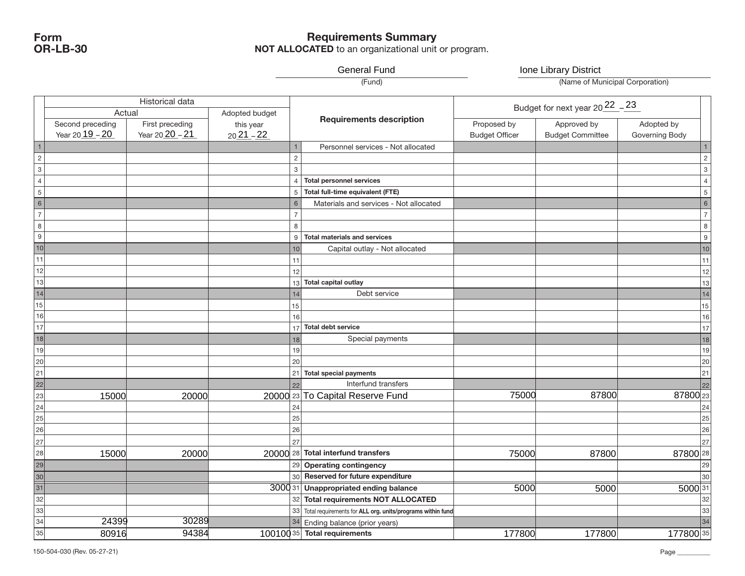# Form OR-LB-30

## Requirements Summary

**NOT ALLOCATED** to an organizational unit or program.

General Fund
(Fund)

Ione Library District
(Name of Municipal Corporation)

| | Historical data | | | | Requirements description | Budget for next year 2022-23 | | | |
|---|---|---|---|---|---|---|---|---|---|
| | Actual | | Adopted budget | | | | | | |
| | Second preceding Year 2019-20 | First preceding Year 2020-21 | this year 2021-22 | | | Proposed by Budget Officer | Approved by Budget Committee | Adopted by Governing Body | |
| 1 | | | | 1 | Personnel services - Not allocated | | | | 1 |
| 2 | | | | 2 | | | | | 2 |
| 3 | | | | 3 | | | | | 3 |
| 4 | | | | 4 | **Total personnel services** | | | | 4 |
| 5 | | | | 5 | **Total full-time equivalent (FTE)** | | | | 5 |
| 6 | | | | 6 | Materials and services - Not allocated | | | | 6 |
| 7 | | | | 7 | | | | | 7 |
| 8 | | | | 8 | | | | | 8 |
| 9 | | | | 9 | **Total materials and services** | | | | 9 |
| 10 | | | | 10 | Capital outlay - Not allocated | | | | 10 |
| 11 | | | | 11 | | | | | 11 |
| 12 | | | | 12 | | | | | 12 |
| 13 | | | | 13 | **Total capital outlay** | | | | 13 |
| 14 | | | | 14 | Debt service | | | | 14 |
| 15 | | | | 15 | | | | | 15 |
| 16 | | | | 16 | | | | | 16 |
| 17 | | | | 17 | **Total debt service** | | | | 17 |
| 18 | | | | 18 | Special payments | | | | 18 |
| 19 | | | | 19 | | | | | 19 |
| 20 | | | | 20 | | | | | 20 |
| 21 | | | | 21 | **Total special payments** | | | | 21 |
| 22 | | | | 22 | Interfund transfers | | | | 22 |
| 23 | 15000 | 20000 | 20000 | 23 | To Capital Reserve Fund | 75000 | 87800 | 87800 | 23 |
| 24 | | | | 24 | | | | | 24 |
| 25 | | | | 25 | | | | | 25 |
| 26 | | | | 26 | | | | | 26 |
| 27 | | | | 27 | | | | | 27 |
| 28 | 15000 | 20000 | 20000 | 28 | **Total interfund transfers** | 75000 | 87800 | 87800 | 28 |
| 29 | | | | 29 | **Operating contingency** | | | | 29 |
| 30 | | | | 30 | **Reserved for future expenditure** | | | | 30 |
| 31 | | | 3000 | 31 | **Unappropriated ending balance** | 5000 | 5000 | 5000 | 31 |
| 32 | | | | 32 | **Total requirements NOT ALLOCATED** | | | | 32 |
| 33 | | | | 33 | Total requirements for **ALL org. units/programs within fund** | | | | 33 |
| 34 | 24399 | 30289 | | 34 | Ending balance (prior years) | | | | 34 |
| 35 | 80916 | 94384 | 100100 | 35 | **Total requirements** | 177800 | 177800 | 177800 | 35 |

150-504-030 (Rev. 05-27-21)